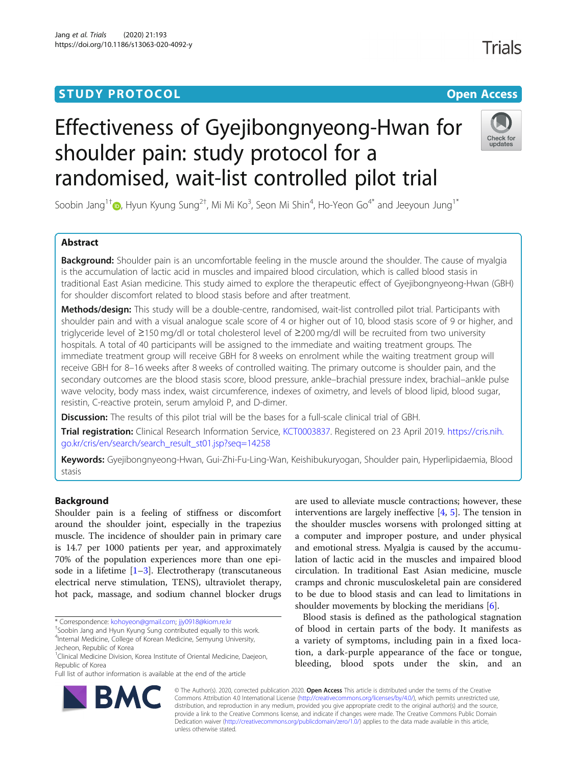STUDY PROTOCOL

Open Access

# Effectiveness of Gyejibongnyeong-Hwan for shoulder pain: study protocol for a randomised, wait-list controlled pilot trial

Soobin Jang[1†], Hyun Kyung Sung[2†], Mi Mi Ko[3], Seon Mi Shin[4], Ho-Yeon Go[4*] and Jeeyoun Jung[1*]

## Abstract

**Background:** Shoulder pain is an uncomfortable feeling in the muscle around the shoulder. The cause of myalgia is the accumulation of lactic acid in muscles and impaired blood circulation, which is called blood stasis in traditional East Asian medicine. This study aimed to explore the therapeutic effect of Gyejibongnyeong-Hwan (GBH) for shoulder discomfort related to blood stasis before and after treatment.

**Methods/design:** This study will be a double-centre, randomised, wait-list controlled pilot trial. Participants with shoulder pain and with a visual analogue scale score of 4 or higher out of 10, blood stasis score of 9 or higher, and triglyceride level of ≥150 mg/dl or total cholesterol level of ≥200 mg/dl will be recruited from two university hospitals. A total of 40 participants will be assigned to the immediate and waiting treatment groups. The immediate treatment group will receive GBH for 8 weeks on enrolment while the waiting treatment group will receive GBH for 8–16 weeks after 8 weeks of controlled waiting. The primary outcome is shoulder pain, and the secondary outcomes are the blood stasis score, blood pressure, ankle–brachial pressure index, brachial–ankle pulse wave velocity, body mass index, waist circumference, indexes of oximetry, and levels of blood lipid, blood sugar, resistin, C-reactive protein, serum amyloid P, and D-dimer.

**Discussion:** The results of this pilot trial will be the bases for a full-scale clinical trial of GBH.

**Trial registration:** Clinical Research Information Service, KCT0003837. Registered on 23 April 2019. https://cris.nih.go.kr/cris/en/search/search_result_st01.jsp?seq=14258

**Keywords:** Gyejibongnyeong-Hwan, Gui-Zhi-Fu-Ling-Wan, Keishibukuryogan, Shoulder pain, Hyperlipidaemia, Blood stasis

## Background

Shoulder pain is a feeling of stiffness or discomfort around the shoulder joint, especially in the trapezius muscle. The incidence of shoulder pain in primary care is 14.7 per 1000 patients per year, and approximately 70% of the population experiences more than one episode in a lifetime [1–3]. Electrotherapy (transcutaneous electrical nerve stimulation, TENS), ultraviolet therapy, hot pack, massage, and sodium channel blocker drugs are used to alleviate muscle contractions; however, these interventions are largely ineffective [4, 5]. The tension in the shoulder muscles worsens with prolonged sitting at a computer and improper posture, and under physical and emotional stress. Myalgia is caused by the accumulation of lactic acid in the muscles and impaired blood circulation. In traditional East Asian medicine, muscle cramps and chronic musculoskeletal pain are considered to be due to blood stasis and can lead to limitations in shoulder movements by blocking the meridians [6].

Blood stasis is defined as the pathological stagnation of blood in certain parts of the body. It manifests as a variety of symptoms, including pain in a fixed location, a dark-purple appearance of the face or tongue, bleeding, blood spots under the skin, and an

\* Correspondence: kohoyeon@gmail.com; jjy0918@kiom.re.kr
†Soobin Jang and Hyun Kyung Sung contributed equally to this work.
[4]Internal Medicine, College of Korean Medicine, Semyung University, Jecheon, Republic of Korea
[1]Clinical Medicine Division, Korea Institute of Oriental Medicine, Daejeon, Republic of Korea
Full list of author information is available at the end of the article

© The Author(s). 2020, corrected publication 2020. **Open Access** This article is distributed under the terms of the Creative Commons Attribution 4.0 International License (http://creativecommons.org/licenses/by/4.0/), which permits unrestricted use, distribution, and reproduction in any medium, provided you give appropriate credit to the original author(s) and the source, provide a link to the Creative Commons license, and indicate if changes were made. The Creative Commons Public Domain Dedication waiver (http://creativecommons.org/publicdomain/zero/1.0/) applies to the data made available in this article, unless otherwise stated.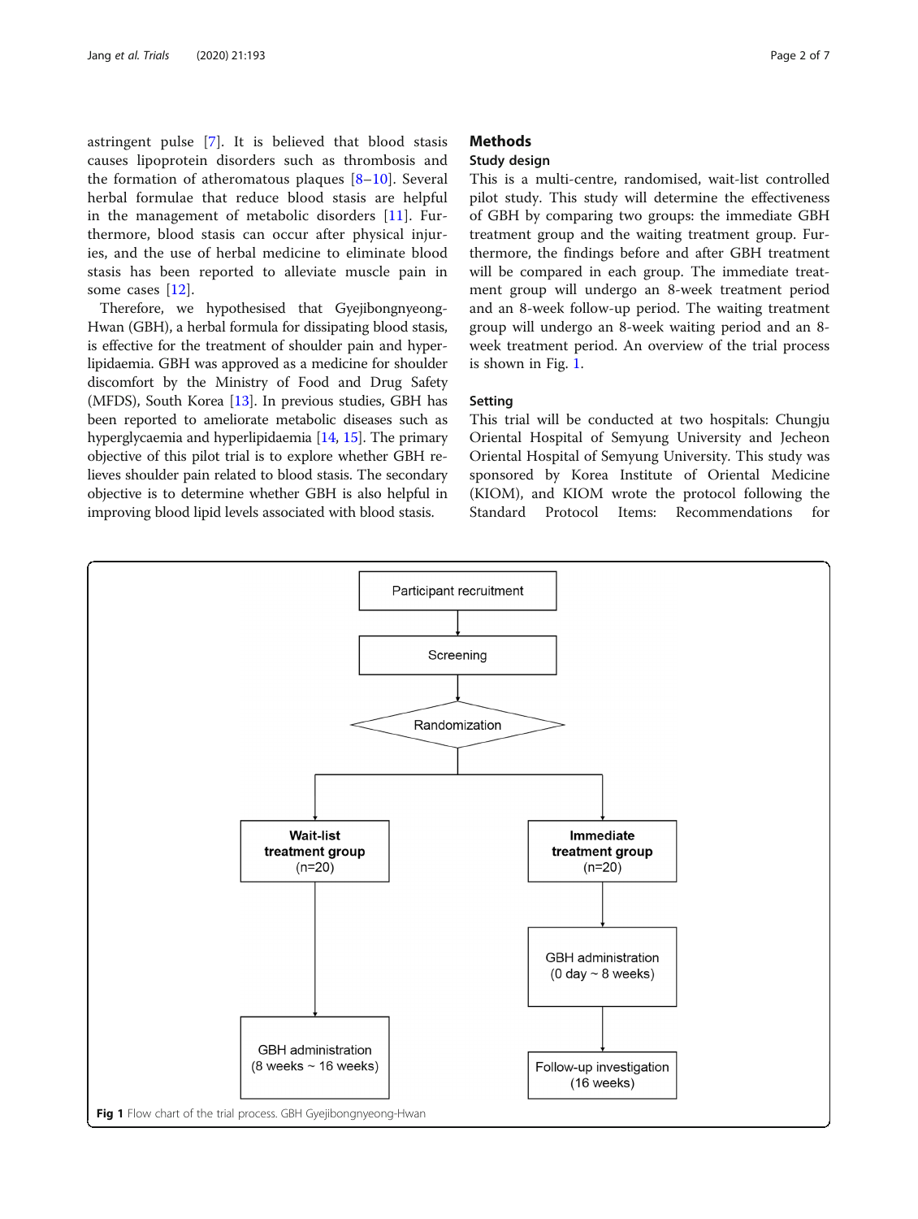astringent pulse [7]. It is believed that blood stasis causes lipoprotein disorders such as thrombosis and the formation of atheromatous plaques [8–10]. Several herbal formulae that reduce blood stasis are helpful in the management of metabolic disorders [11]. Furthermore, blood stasis can occur after physical injuries, and the use of herbal medicine to eliminate blood stasis has been reported to alleviate muscle pain in some cases [12].

Therefore, we hypothesised that Gyejibongnyeong-Hwan (GBH), a herbal formula for dissipating blood stasis, is effective for the treatment of shoulder pain and hyperlipidaemia. GBH was approved as a medicine for shoulder discomfort by the Ministry of Food and Drug Safety (MFDS), South Korea [13]. In previous studies, GBH has been reported to ameliorate metabolic diseases such as hyperglycaemia and hyperlipidaemia [14, 15]. The primary objective of this pilot trial is to explore whether GBH relieves shoulder pain related to blood stasis. The secondary objective is to determine whether GBH is also helpful in improving blood lipid levels associated with blood stasis.

## Methods

### Study design

This is a multi-centre, randomised, wait-list controlled pilot study. This study will determine the effectiveness of GBH by comparing two groups: the immediate GBH treatment group and the waiting treatment group. Furthermore, the findings before and after GBH treatment will be compared in each group. The immediate treatment group will undergo an 8-week treatment period and an 8-week follow-up period. The waiting treatment group will undergo an 8-week waiting period and an 8-week treatment period. An overview of the trial process is shown in Fig. 1.

### Setting

This trial will be conducted at two hospitals: Chungju Oriental Hospital of Semyung University and Jecheon Oriental Hospital of Semyung University. This study was sponsored by Korea Institute of Oriental Medicine (KIOM), and KIOM wrote the protocol following the Standard Protocol Items: Recommendations for

Participant recruitment → Screening → Randomization → Wait-list treatment group (n=20) → GBH administration (8 weeks ~ 16 weeks); Immediate treatment group (n=20) → GBH administration (0 day ~ 8 weeks) → Follow-up investigation (16 weeks)

**Fig 1** Flow chart of the trial process. GBH Gyejibongnyeong-Hwan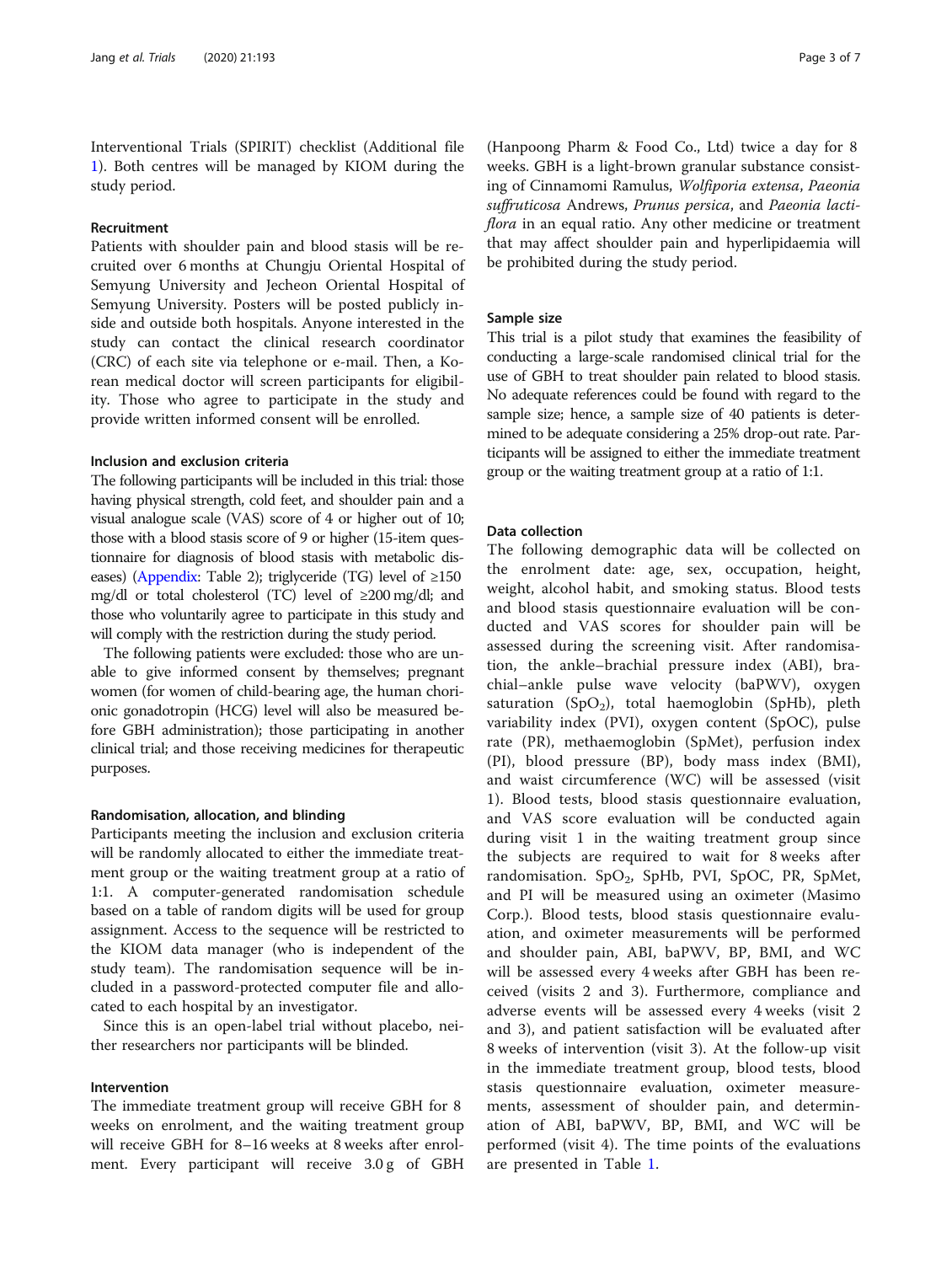Interventional Trials (SPIRIT) checklist (Additional file 1). Both centres will be managed by KIOM during the study period.

### Recruitment

Patients with shoulder pain and blood stasis will be recruited over 6 months at Chungju Oriental Hospital of Semyung University and Jecheon Oriental Hospital of Semyung University. Posters will be posted publicly inside and outside both hospitals. Anyone interested in the study can contact the clinical research coordinator (CRC) of each site via telephone or e-mail. Then, a Korean medical doctor will screen participants for eligibility. Those who agree to participate in the study and provide written informed consent will be enrolled.

### Inclusion and exclusion criteria

The following participants will be included in this trial: those having physical strength, cold feet, and shoulder pain and a visual analogue scale (VAS) score of 4 or higher out of 10; those with a blood stasis score of 9 or higher (15-item questionnaire for diagnosis of blood stasis with metabolic diseases) (Appendix: Table 2); triglyceride (TG) level of ≥150 mg/dl or total cholesterol (TC) level of ≥200 mg/dl; and those who voluntarily agree to participate in this study and will comply with the restriction during the study period.

The following patients were excluded: those who are unable to give informed consent by themselves; pregnant women (for women of child-bearing age, the human chorionic gonadotropin (HCG) level will also be measured before GBH administration); those participating in another clinical trial; and those receiving medicines for therapeutic purposes.

### Randomisation, allocation, and blinding

Participants meeting the inclusion and exclusion criteria will be randomly allocated to either the immediate treatment group or the waiting treatment group at a ratio of 1:1. A computer-generated randomisation schedule based on a table of random digits will be used for group assignment. Access to the sequence will be restricted to the KIOM data manager (who is independent of the study team). The randomisation sequence will be included in a password-protected computer file and allocated to each hospital by an investigator.

Since this is an open-label trial without placebo, neither researchers nor participants will be blinded.

### Intervention

The immediate treatment group will receive GBH for 8 weeks on enrolment, and the waiting treatment group will receive GBH for 8–16 weeks at 8 weeks after enrolment. Every participant will receive 3.0 g of GBH (Hanpoong Pharm & Food Co., Ltd) twice a day for 8 weeks. GBH is a light-brown granular substance consisting of Cinnamomi Ramulus, *Wolfiporia extensa*, *Paeonia suffruticosa* Andrews, *Prunus persica*, and *Paeonia lactiflora* in an equal ratio. Any other medicine or treatment that may affect shoulder pain and hyperlipidaemia will be prohibited during the study period.

### Sample size

This trial is a pilot study that examines the feasibility of conducting a large-scale randomised clinical trial for the use of GBH to treat shoulder pain related to blood stasis. No adequate references could be found with regard to the sample size; hence, a sample size of 40 patients is determined to be adequate considering a 25% drop-out rate. Participants will be assigned to either the immediate treatment group or the waiting treatment group at a ratio of 1:1.

### Data collection

The following demographic data will be collected on the enrolment date: age, sex, occupation, height, weight, alcohol habit, and smoking status. Blood tests and blood stasis questionnaire evaluation will be conducted and VAS scores for shoulder pain will be assessed during the screening visit. After randomisation, the ankle–brachial pressure index (ABI), brachial–ankle pulse wave velocity (baPWV), oxygen saturation ($SpO_2$), total haemoglobin (SpHb), pleth variability index (PVI), oxygen content (SpOC), pulse rate (PR), methaemoglobin (SpMet), perfusion index (PI), blood pressure (BP), body mass index (BMI), and waist circumference (WC) will be assessed (visit 1). Blood tests, blood stasis questionnaire evaluation, and VAS score evaluation will be conducted again during visit 1 in the waiting treatment group since the subjects are required to wait for 8 weeks after randomisation. $SpO_2$, SpHb, PVI, SpOC, PR, SpMet, and PI will be measured using an oximeter (Masimo Corp.). Blood tests, blood stasis questionnaire evaluation, and oximeter measurements will be performed and shoulder pain, ABI, baPWV, BP, BMI, and WC will be assessed every 4 weeks after GBH has been received (visits 2 and 3). Furthermore, compliance and adverse events will be assessed every 4 weeks (visit 2 and 3), and patient satisfaction will be evaluated after 8 weeks of intervention (visit 3). At the follow-up visit in the immediate treatment group, blood tests, blood stasis questionnaire evaluation, oximeter measurements, assessment of shoulder pain, and determination of ABI, baPWV, BP, BMI, and WC will be performed (visit 4). The time points of the evaluations are presented in Table 1.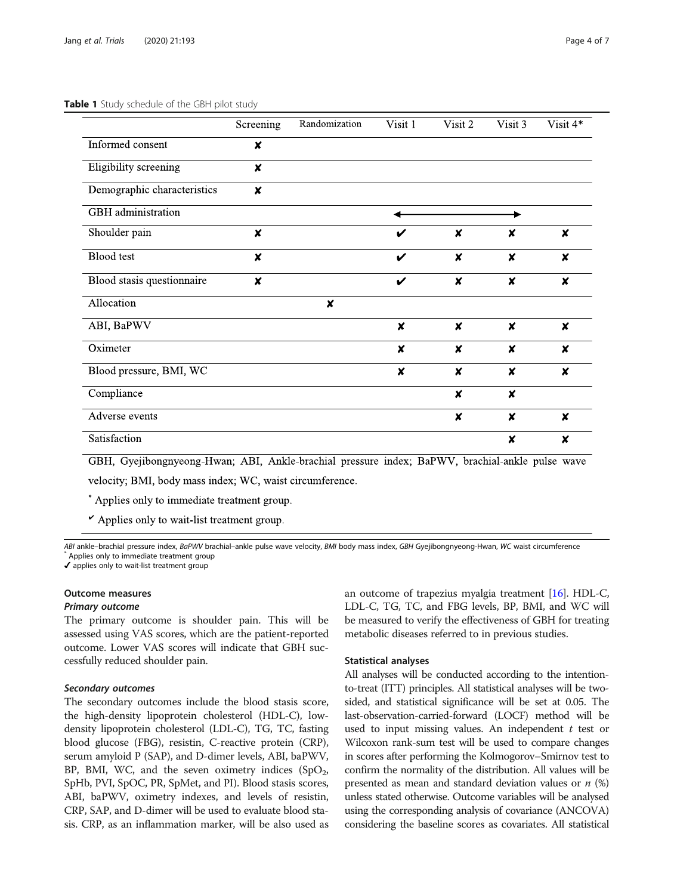**Table 1** Study schedule of the GBH pilot study

| | Screening | Randomization | Visit 1 | Visit 2 | Visit 3 | Visit 4* |
|---|---|---|---|---|---|---|
| Informed consent | ✘ | | | | | |
| Eligibility screening | ✘ | | | | | |
| Demographic characteristics | ✘ | | | | | |
| GBH administration | | | ← | → | → | |
| Shoulder pain | ✘ | | ✔ | ✘ | ✘ | ✘ |
| Blood test | ✘ | | ✔ | ✘ | ✘ | ✘ |
| Blood stasis questionnaire | ✘ | | ✔ | ✘ | ✘ | ✘ |
| Allocation | | ✘ | | | | |
| ABI, BaPWV | | | ✘ | ✘ | ✘ | ✘ |
| Oximeter | | | ✘ | ✘ | ✘ | ✘ |
| Blood pressure, BMI, WC | | | ✘ | ✘ | ✘ | ✘ |
| Compliance | | | | ✘ | ✘ | |
| Adverse events | | | | ✘ | ✘ | ✘ |
| Satisfaction | | | | | ✘ | ✘ |

GBH, Gyejibongnyeong-Hwan; ABI, Ankle-brachial pressure index; BaPWV, brachial-ankle pulse wave velocity; BMI, body mass index; WC, waist circumference.

* Applies only to immediate treatment group.

✔ Applies only to wait-list treatment group.

*ABI* ankle–brachial pressure index, *BaPWV* brachial–ankle pulse wave velocity, *BMI* body mass index, *GBH* Gyejibongnyeong-Hwan, *WC* waist circumference
* Applies only to immediate treatment group
✔ applies only to wait-list treatment group

### Outcome measures

#### *Primary outcome*

The primary outcome is shoulder pain. This will be assessed using VAS scores, which are the patient-reported outcome. Lower VAS scores will indicate that GBH successfully reduced shoulder pain.

#### *Secondary outcomes*

The secondary outcomes include the blood stasis score, the high-density lipoprotein cholesterol (HDL-C), low-density lipoprotein cholesterol (LDL-C), TG, TC, fasting blood glucose (FBG), resistin, C-reactive protein (CRP), serum amyloid P (SAP), and D-dimer levels, ABI, baPWV, BP, BMI, WC, and the seven oximetry indices ($SpO_2$, SpHb, PVI, SpOC, PR, SpMet, and PI). Blood stasis scores, ABI, baPWV, oximetry indexes, and levels of resistin, CRP, SAP, and D-dimer will be used to evaluate blood stasis. CRP, as an inflammation marker, will be also used as an outcome of trapezius myalgia treatment [16]. HDL-C, LDL-C, TG, TC, and FBG levels, BP, BMI, and WC will be measured to verify the effectiveness of GBH for treating metabolic diseases referred to in previous studies.

### Statistical analyses

All analyses will be conducted according to the intention-to-treat (ITT) principles. All statistical analyses will be two-sided, and statistical significance will be set at 0.05. The last-observation-carried-forward (LOCF) method will be used to input missing values. An independent $t$ test or Wilcoxon rank-sum test will be used to compare changes in scores after performing the Kolmogorov–Smirnov test to confirm the normality of the distribution. All values will be presented as mean and standard deviation values or $n$ (%) unless stated otherwise. Outcome variables will be analysed using the corresponding analysis of covariance (ANCOVA) considering the baseline scores as covariates. All statistical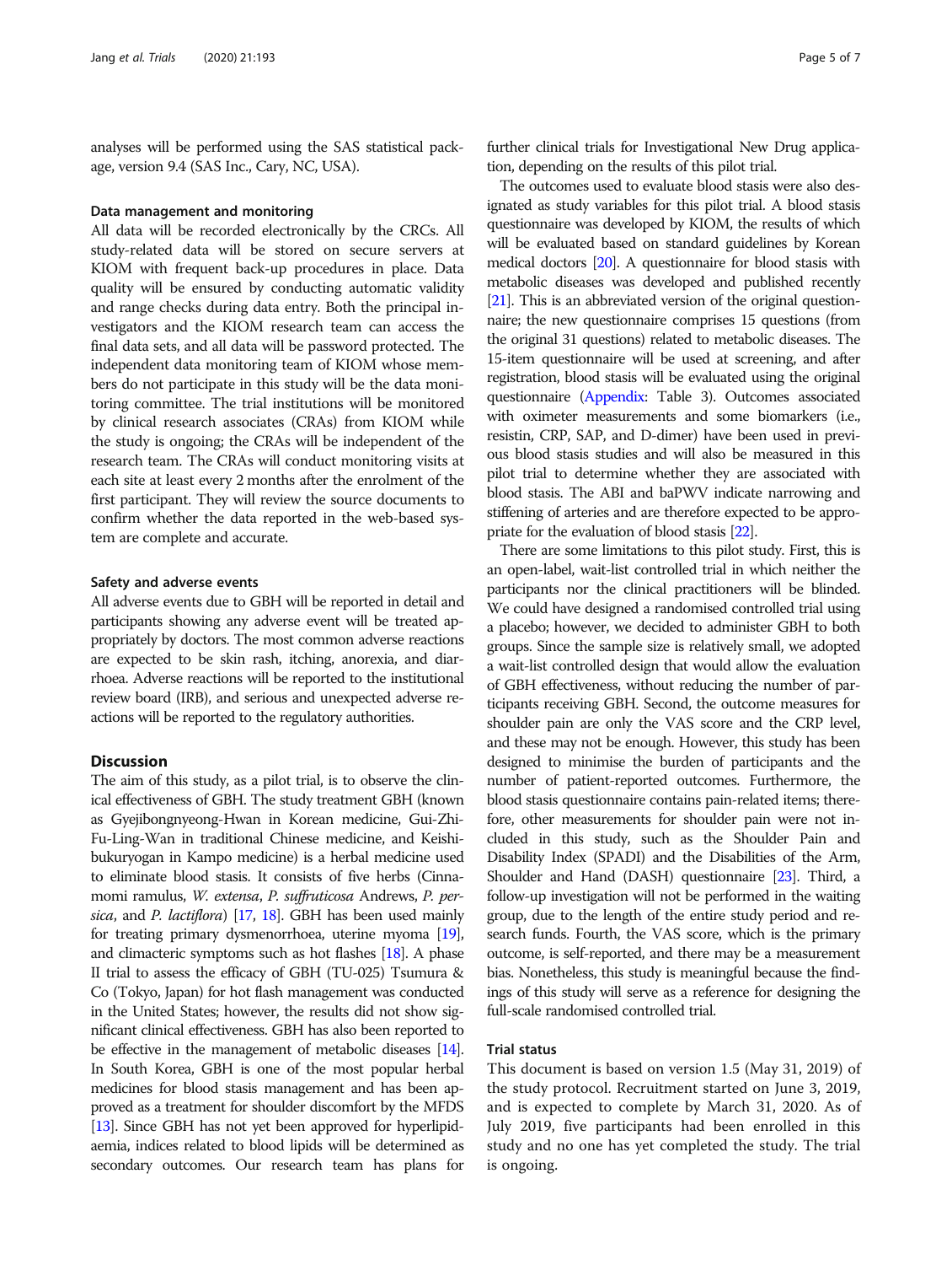analyses will be performed using the SAS statistical package, version 9.4 (SAS Inc., Cary, NC, USA).

### Data management and monitoring

All data will be recorded electronically by the CRCs. All study-related data will be stored on secure servers at KIOM with frequent back-up procedures in place. Data quality will be ensured by conducting automatic validity and range checks during data entry. Both the principal investigators and the KIOM research team can access the final data sets, and all data will be password protected. The independent data monitoring team of KIOM whose members do not participate in this study will be the data monitoring committee. The trial institutions will be monitored by clinical research associates (CRAs) from KIOM while the study is ongoing; the CRAs will be independent of the research team. The CRAs will conduct monitoring visits at each site at least every 2 months after the enrolment of the first participant. They will review the source documents to confirm whether the data reported in the web-based system are complete and accurate.

### Safety and adverse events

All adverse events due to GBH will be reported in detail and participants showing any adverse event will be treated appropriately by doctors. The most common adverse reactions are expected to be skin rash, itching, anorexia, and diarrhoea. Adverse reactions will be reported to the institutional review board (IRB), and serious and unexpected adverse reactions will be reported to the regulatory authorities.

## Discussion

The aim of this study, as a pilot trial, is to observe the clinical effectiveness of GBH. The study treatment GBH (known as Gyejibongnyeong-Hwan in Korean medicine, Gui-Zhi-Fu-Ling-Wan in traditional Chinese medicine, and Keishibukuryogan in Kampo medicine) is a herbal medicine used to eliminate blood stasis. It consists of five herbs (Cinnamomi ramulus, *W. extensa*, *P. suffruticosa* Andrews, *P. persica*, and *P. lactiflora*) [17, 18]. GBH has been used mainly for treating primary dysmenorrhoea, uterine myoma [19], and climacteric symptoms such as hot flashes [18]. A phase II trial to assess the efficacy of GBH (TU-025) Tsumura & Co (Tokyo, Japan) for hot flash management was conducted in the United States; however, the results did not show significant clinical effectiveness. GBH has also been reported to be effective in the management of metabolic diseases [14]. In South Korea, GBH is one of the most popular herbal medicines for blood stasis management and has been approved as a treatment for shoulder discomfort by the MFDS [13]. Since GBH has not yet been approved for hyperlipidaemia, indices related to blood lipids will be determined as secondary outcomes. Our research team has plans for further clinical trials for Investigational New Drug application, depending on the results of this pilot trial.

The outcomes used to evaluate blood stasis were also designated as study variables for this pilot trial. A blood stasis questionnaire was developed by KIOM, the results of which will be evaluated based on standard guidelines by Korean medical doctors [20]. A questionnaire for blood stasis with metabolic diseases was developed and published recently [21]. This is an abbreviated version of the original questionnaire; the new questionnaire comprises 15 questions (from the original 31 questions) related to metabolic diseases. The 15-item questionnaire will be used at screening, and after registration, blood stasis will be evaluated using the original questionnaire (Appendix: Table 3). Outcomes associated with oximeter measurements and some biomarkers (i.e., resistin, CRP, SAP, and D-dimer) have been used in previous blood stasis studies and will also be measured in this pilot trial to determine whether they are associated with blood stasis. The ABI and baPWV indicate narrowing and stiffening of arteries and are therefore expected to be appropriate for the evaluation of blood stasis [22].

There are some limitations to this pilot study. First, this is an open-label, wait-list controlled trial in which neither the participants nor the clinical practitioners will be blinded. We could have designed a randomised controlled trial using a placebo; however, we decided to administer GBH to both groups. Since the sample size is relatively small, we adopted a wait-list controlled design that would allow the evaluation of GBH effectiveness, without reducing the number of participants receiving GBH. Second, the outcome measures for shoulder pain are only the VAS score and the CRP level, and these may not be enough. However, this study has been designed to minimise the burden of participants and the number of patient-reported outcomes. Furthermore, the blood stasis questionnaire contains pain-related items; therefore, other measurements for shoulder pain were not included in this study, such as the Shoulder Pain and Disability Index (SPADI) and the Disabilities of the Arm, Shoulder and Hand (DASH) questionnaire [23]. Third, a follow-up investigation will not be performed in the waiting group, due to the length of the entire study period and research funds. Fourth, the VAS score, which is the primary outcome, is self-reported, and there may be a measurement bias. Nonetheless, this study is meaningful because the findings of this study will serve as a reference for designing the full-scale randomised controlled trial.

### Trial status

This document is based on version 1.5 (May 31, 2019) of the study protocol. Recruitment started on June 3, 2019, and is expected to complete by March 31, 2020. As of July 2019, five participants had been enrolled in this study and no one has yet completed the study. The trial is ongoing.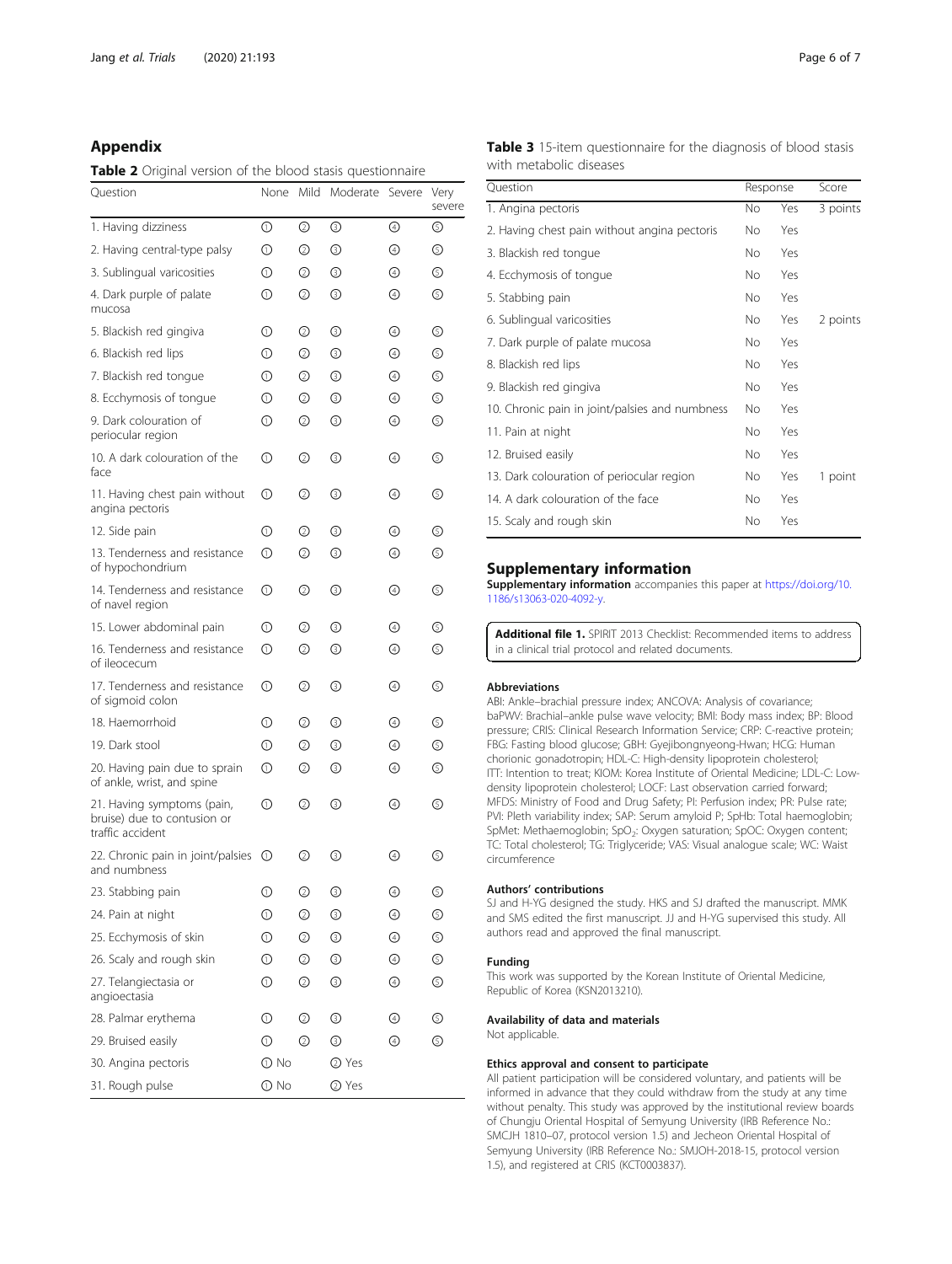## Appendix

**Table 2** Original version of the blood stasis questionnaire

| Question | None | Mild | Moderate | Severe | Very severe |
|---|---|---|---|---|---|
| 1. Having dizziness | ① | ② | ③ | ④ | ⑤ |
| 2. Having central-type palsy | ① | ② | ③ | ④ | ⑤ |
| 3. Sublingual varicosities | ① | ② | ③ | ④ | ⑤ |
| 4. Dark purple of palate mucosa | ① | ② | ③ | ④ | ⑤ |
| 5. Blackish red gingiva | ① | ② | ③ | ④ | ⑤ |
| 6. Blackish red lips | ① | ② | ③ | ④ | ⑤ |
| 7. Blackish red tongue | ① | ② | ③ | ④ | ⑤ |
| 8. Ecchymosis of tongue | ① | ② | ③ | ④ | ⑤ |
| 9. Dark colouration of periocular region | ① | ② | ③ | ④ | ⑤ |
| 10. A dark colouration of the face | ① | ② | ③ | ④ | ⑤ |
| 11. Having chest pain without angina pectoris | ① | ② | ③ | ④ | ⑤ |
| 12. Side pain | ① | ② | ③ | ④ | ⑤ |
| 13. Tenderness and resistance of hypochondrium | ① | ② | ③ | ④ | ⑤ |
| 14. Tenderness and resistance of navel region | ① | ② | ③ | ④ | ⑤ |
| 15. Lower abdominal pain | ① | ② | ③ | ④ | ⑤ |
| 16. Tenderness and resistance of ileocecum | ① | ② | ③ | ④ | ⑤ |
| 17. Tenderness and resistance of sigmoid colon | ① | ② | ③ | ④ | ⑤ |
| 18. Haemorrhoid | ① | ② | ③ | ④ | ⑤ |
| 19. Dark stool | ① | ② | ③ | ④ | ⑤ |
| 20. Having pain due to sprain of ankle, wrist, and spine | ① | ② | ③ | ④ | ⑤ |
| 21. Having symptoms (pain, bruise) due to contusion or traffic accident | ① | ② | ③ | ④ | ⑤ |
| 22. Chronic pain in joint/palsies and numbness | ① | ② | ③ | ④ | ⑤ |
| 23. Stabbing pain | ① | ② | ③ | ④ | ⑤ |
| 24. Pain at night | ① | ② | ③ | ④ | ⑤ |
| 25. Ecchymosis of skin | ① | ② | ③ | ④ | ⑤ |
| 26. Scaly and rough skin | ① | ② | ③ | ④ | ⑤ |
| 27. Telangiectasia or angioectasia | ① | ② | ③ | ④ | ⑤ |
| 28. Palmar erythema | ① | ② | ③ | ④ | ⑤ |
| 29. Bruised easily | ① | ② | ③ | ④ | ⑤ |
| 30. Angina pectoris | ① No | | ② Yes | | |
| 31. Rough pulse | ① No | | ② Yes | | |

**Table 3** 15-item questionnaire for the diagnosis of blood stasis with metabolic diseases

| Question | Response | | Score |
|---|---|---|---|
| 1. Angina pectoris | No | Yes | 3 points |
| 2. Having chest pain without angina pectoris | No | Yes | |
| 3. Blackish red tongue | No | Yes | |
| 4. Ecchymosis of tongue | No | Yes | |
| 5. Stabbing pain | No | Yes | |
| 6. Sublingual varicosities | No | Yes | 2 points |
| 7. Dark purple of palate mucosa | No | Yes | |
| 8. Blackish red lips | No | Yes | |
| 9. Blackish red gingiva | No | Yes | |
| 10. Chronic pain in joint/palsies and numbness | No | Yes | |
| 11. Pain at night | No | Yes | |
| 12. Bruised easily | No | Yes | |
| 13. Dark colouration of periocular region | No | Yes | 1 point |
| 14. A dark colouration of the face | No | Yes | |
| 15. Scaly and rough skin | No | Yes | |

## Supplementary information

**Supplementary information** accompanies this paper at https://doi.org/10.1186/s13063-020-4092-y.

**Additional file 1.** SPIRIT 2013 Checklist: Recommended items to address in a clinical trial protocol and related documents.

### Abbreviations

ABI: Ankle–brachial pressure index; ANCOVA: Analysis of covariance; baPWV: Brachial–ankle pulse wave velocity; BMI: Body mass index; BP: Blood pressure; CRIS: Clinical Research Information Service; CRP: C-reactive protein; FBG: Fasting blood glucose; GBH: Gyejibongnyeong-Hwan; HCG: Human chorionic gonadotropin; HDL-C: High-density lipoprotein cholesterol; ITT: Intention to treat; KIOM: Korea Institute of Oriental Medicine; LDL-C: Low-density lipoprotein cholesterol; LOCF: Last observation carried forward; MFDS: Ministry of Food and Drug Safety; PI: Perfusion index; PR: Pulse rate; PVI: Pleth variability index; SAP: Serum amyloid P; SpHb: Total haemoglobin; SpMet: Methaemoglobin; $SpO_2$: Oxygen saturation; SpOC: Oxygen content; TC: Total cholesterol; TG: Triglyceride; VAS: Visual analogue scale; WC: Waist circumference

### Authors' contributions

SJ and H-YG designed the study. HKS and SJ drafted the manuscript. MMK and SMS edited the first manuscript. JJ and H-YG supervised this study. All authors read and approved the final manuscript.

### Funding

This work was supported by the Korean Institute of Oriental Medicine, Republic of Korea (KSN2013210).

### Availability of data and materials

Not applicable.

### Ethics approval and consent to participate

All patient participation will be considered voluntary, and patients will be informed in advance that they could withdraw from the study at any time without penalty. This study was approved by the institutional review boards of Chungju Oriental Hospital of Semyung University (IRB Reference No.: SMCJH 1810–07, protocol version 1.5) and Jecheon Oriental Hospital of Semyung University (IRB Reference No.: SMJOH-2018-15, protocol version 1.5), and registered at CRIS (KCT0003837).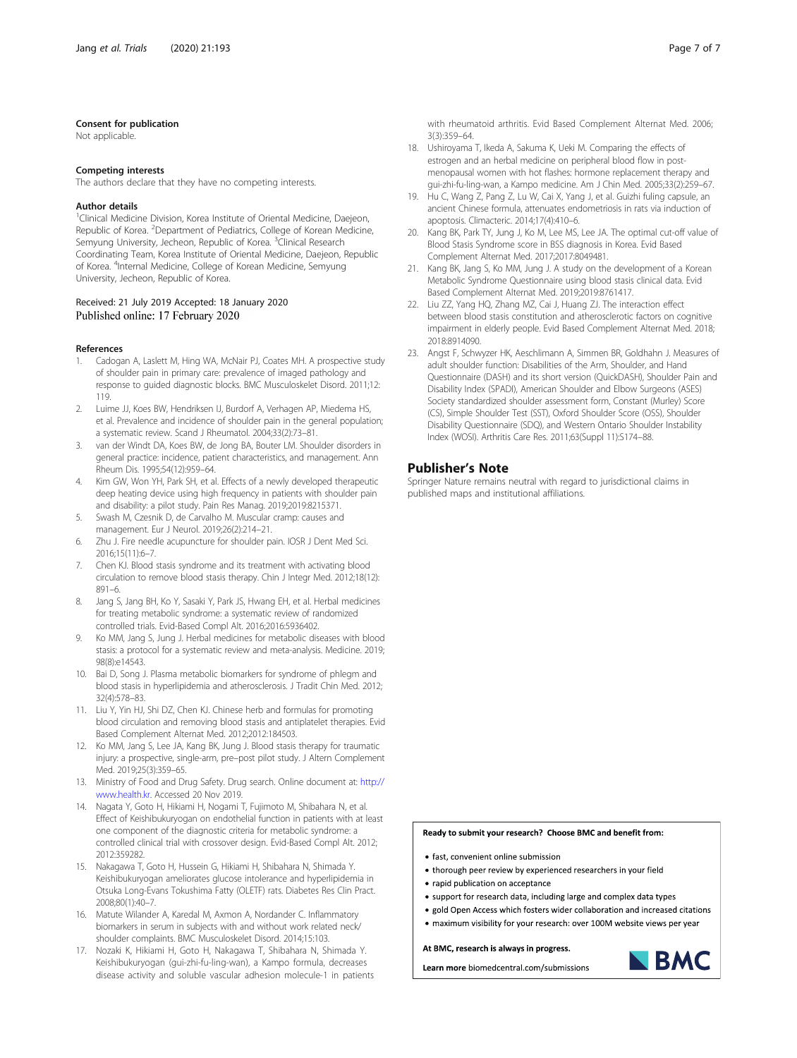### Consent for publication

Not applicable.

### Competing interests

The authors declare that they have no competing interests.

### Author details

[1]Clinical Medicine Division, Korea Institute of Oriental Medicine, Daejeon, Republic of Korea. [2]Department of Pediatrics, College of Korean Medicine, Semyung University, Jecheon, Republic of Korea. [3]Clinical Research Coordinating Team, Korea Institute of Oriental Medicine, Daejeon, Republic of Korea. [4]Internal Medicine, College of Korean Medicine, Semyung University, Jecheon, Republic of Korea.

Received: 21 July 2019 Accepted: 18 January 2020
Published online: 17 February 2020

### References

1. Cadogan A, Laslett M, Hing WA, McNair PJ, Coates MH. A prospective study of shoulder pain in primary care: prevalence of imaged pathology and response to guided diagnostic blocks. BMC Musculoskelet Disord. 2011;12:119.
2. Luime JJ, Koes BW, Hendriksen IJ, Burdorf A, Verhagen AP, Miedema HS, et al. Prevalence and incidence of shoulder pain in the general population; a systematic review. Scand J Rheumatol. 2004;33(2):73–81.
3. van der Windt DA, Koes BW, de Jong BA, Bouter LM. Shoulder disorders in general practice: incidence, patient characteristics, and management. Ann Rheum Dis. 1995;54(12):959–64.
4. Kim GW, Won YH, Park SH, et al. Effects of a newly developed therapeutic deep heating device using high frequency in patients with shoulder pain and disability: a pilot study. Pain Res Manag. 2019;2019:8215371.
5. Swash M, Czesnik D, de Carvalho M. Muscular cramp: causes and management. Eur J Neurol. 2019;26(2):214–21.
6. Zhu J. Fire needle acupuncture for shoulder pain. IOSR J Dent Med Sci. 2016;15(11):6–7.
7. Chen KJ. Blood stasis syndrome and its treatment with activating blood circulation to remove blood stasis therapy. Chin J Integr Med. 2012;18(12):891–6.
8. Jang S, Jang BH, Ko Y, Sasaki Y, Park JS, Hwang EH, et al. Herbal medicines for treating metabolic syndrome: a systematic review of randomized controlled trials. Evid-Based Compl Alt. 2016;2016:5936402.
9. Ko MM, Jang S, Jung J. Herbal medicines for metabolic diseases with blood stasis: a protocol for a systematic review and meta-analysis. Medicine. 2019;98(8):e14543.
10. Bai D, Song J. Plasma metabolic biomarkers for syndrome of phlegm and blood stasis in hyperlipidemia and atherosclerosis. J Tradit Chin Med. 2012;32(4):578–83.
11. Liu Y, Yin HJ, Shi DZ, Chen KJ. Chinese herb and formulas for promoting blood circulation and removing blood stasis and antiplatelet therapies. Evid Based Complement Alternat Med. 2012;2012:184503.
12. Ko MM, Jang S, Lee JA, Kang BK, Jung J. Blood stasis therapy for traumatic injury: a prospective, single-arm, pre–post pilot study. J Altern Complement Med. 2019;25(3):359–65.
13. Ministry of Food and Drug Safety. Drug search. Online document at: http://www.health.kr. Accessed 20 Nov 2019.
14. Nagata Y, Goto H, Hikiami H, Nogami T, Fujimoto M, Shibahara N, et al. Effect of Keishibukuryogan on endothelial function in patients with at least one component of the diagnostic criteria for metabolic syndrome: a controlled clinical trial with crossover design. Evid-Based Compl Alt. 2012;2012:359282.
15. Nakagawa T, Goto H, Hussein G, Hikiami H, Shibahara N, Shimada Y. Keishibukuryogan ameliorates glucose intolerance and hyperlipidemia in Otsuka Long-Evans Tokushima Fatty (OLETF) rats. Diabetes Res Clin Pract. 2008;80(1):40–7.
16. Matute Wilander A, Karedal M, Axmon A, Nordander C. Inflammatory biomarkers in serum in subjects with and without work related neck/shoulder complaints. BMC Musculoskelet Disord. 2014;15:103.
17. Nozaki K, Hikiami H, Goto H, Nakagawa T, Shibahara N, Shimada Y. Keishibukuryogan (gui-zhi-fu-ling-wan), a Kampo formula, decreases disease activity and soluble vascular adhesion molecule-1 in patients with rheumatoid arthritis. Evid Based Complement Alternat Med. 2006;3(3):359–64.
18. Ushiroyama T, Ikeda A, Sakuma K, Ueki M. Comparing the effects of estrogen and an herbal medicine on peripheral blood flow in post-menopausal women with hot flashes: hormone replacement therapy and gui-zhi-fu-ling-wan, a Kampo medicine. Am J Chin Med. 2005;33(2):259–67.
19. Hu C, Wang Z, Pang Z, Lu W, Cai X, Yang J, et al. Guizhi fuling capsule, an ancient Chinese formula, attenuates endometriosis in rats via induction of apoptosis. Climacteric. 2014;17(4):410–6.
20. Kang BK, Park TY, Jung J, Ko M, Lee MS, Lee JA. The optimal cut-off value of Blood Stasis Syndrome score in BSS diagnosis in Korea. Evid Based Complement Alternat Med. 2017;2017:8049481.
21. Kang BK, Jang S, Ko MM, Jung J. A study on the development of a Korean Metabolic Syndrome Questionnaire using blood stasis clinical data. Evid Based Complement Alternat Med. 2019;2019:8761417.
22. Liu ZZ, Yang HQ, Zhang MZ, Cai J, Huang ZJ. The interaction effect between blood stasis constitution and atherosclerotic factors on cognitive impairment in elderly people. Evid Based Complement Alternat Med. 2018;2018:8914090.
23. Angst F, Schwyzer HK, Aeschlimann A, Simmen BR, Goldhahn J. Measures of adult shoulder function: Disabilities of the Arm, Shoulder, and Hand Questionnaire (DASH) and its short version (QuickDASH), Shoulder Pain and Disability Index (SPADI), American Shoulder and Elbow Surgeons (ASES) Society standardized shoulder assessment form, Constant (Murley) Score (CS), Simple Shoulder Test (SST), Oxford Shoulder Score (OSS), Shoulder Disability Questionnaire (SDQ), and Western Ontario Shoulder Instability Index (WOSI). Arthritis Care Res. 2011;63(Suppl 11):S174–88.

## Publisher's Note

Springer Nature remains neutral with regard to jurisdictional claims in published maps and institutional affiliations.

**Ready to submit your research? Choose BMC and benefit from:**

- fast, convenient online submission
- thorough peer review by experienced researchers in your field
- rapid publication on acceptance
- support for research data, including large and complex data types
- gold Open Access which fosters wider collaboration and increased citations
- maximum visibility for your research: over 100M website views per year

**At BMC, research is always in progress.**

**Learn more** biomedcentral.com/submissions

BMC